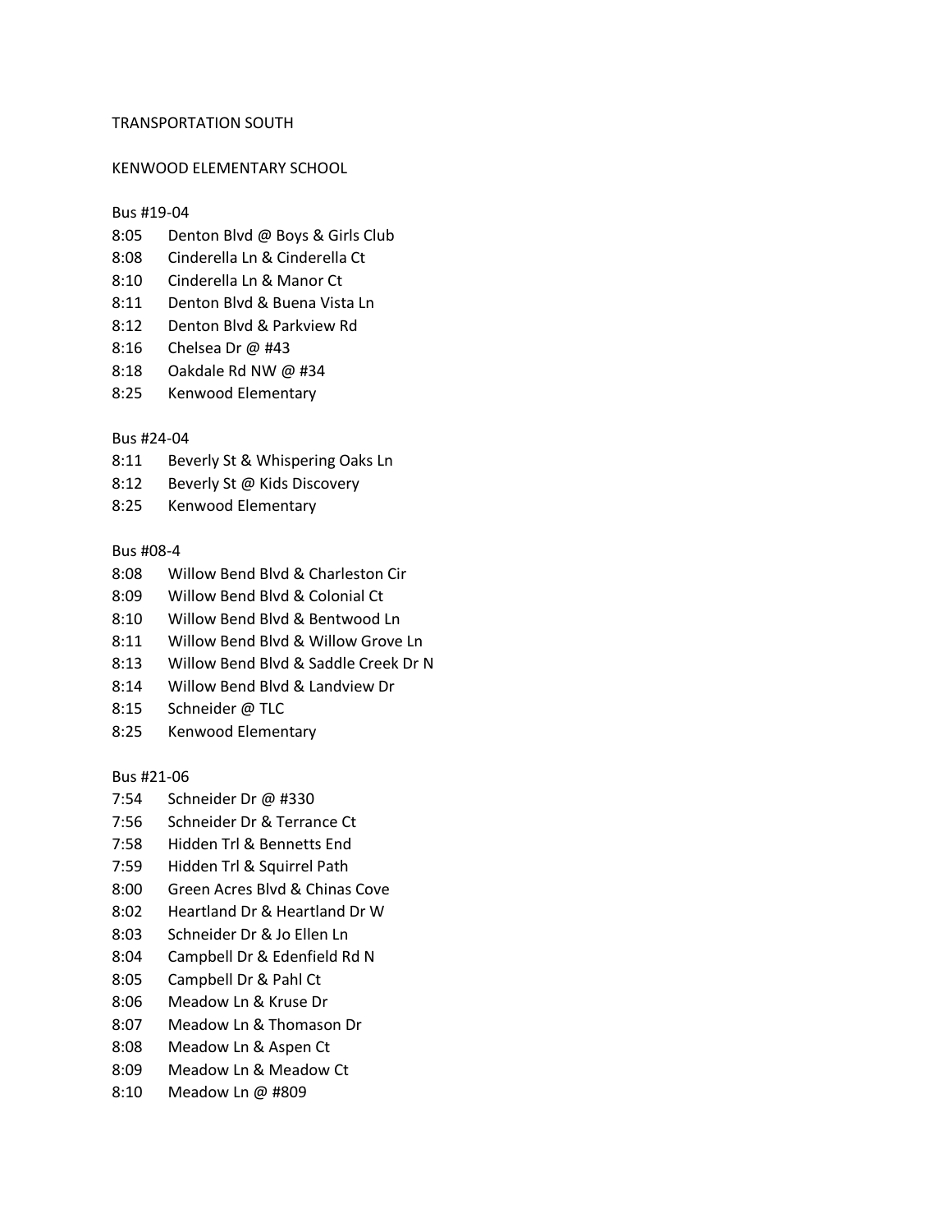# TRANSPORTATION SOUTH

## KENWOOD ELEMENTARY SCHOOL

### Bus #19-04

| Time | Stop |
|---|---|
| 8:05 | Denton Blvd @ Boys & Girls Club |
| 8:08 | Cinderella Ln & Cinderella Ct |
| 8:10 | Cinderella Ln & Manor Ct |
| 8:11 | Denton Blvd & Buena Vista Ln |
| 8:12 | Denton Blvd & Parkview Rd |
| 8:16 | Chelsea Dr @ #43 |
| 8:18 | Oakdale Rd NW @ #34 |
| 8:25 | Kenwood Elementary |

### Bus #24-04

| Time | Stop |
|---|---|
| 8:11 | Beverly St & Whispering Oaks Ln |
| 8:12 | Beverly St @ Kids Discovery |
| 8:25 | Kenwood Elementary |

### Bus #08-4

| Time | Stop |
|---|---|
| 8:08 | Willow Bend Blvd & Charleston Cir |
| 8:09 | Willow Bend Blvd & Colonial Ct |
| 8:10 | Willow Bend Blvd & Bentwood Ln |
| 8:11 | Willow Bend Blvd & Willow Grove Ln |
| 8:13 | Willow Bend Blvd & Saddle Creek Dr N |
| 8:14 | Willow Bend Blvd & Landview Dr |
| 8:15 | Schneider @ TLC |
| 8:25 | Kenwood Elementary |

### Bus #21-06

| Time | Stop |
|---|---|
| 7:54 | Schneider Dr @ #330 |
| 7:56 | Schneider Dr & Terrance Ct |
| 7:58 | Hidden Trl & Bennetts End |
| 7:59 | Hidden Trl & Squirrel Path |
| 8:00 | Green Acres Blvd & Chinas Cove |
| 8:02 | Heartland Dr & Heartland Dr W |
| 8:03 | Schneider Dr & Jo Ellen Ln |
| 8:04 | Campbell Dr & Edenfield Rd N |
| 8:05 | Campbell Dr & Pahl Ct |
| 8:06 | Meadow Ln & Kruse Dr |
| 8:07 | Meadow Ln & Thomason Dr |
| 8:08 | Meadow Ln & Aspen Ct |
| 8:09 | Meadow Ln & Meadow Ct |
| 8:10 | Meadow Ln @ #809 |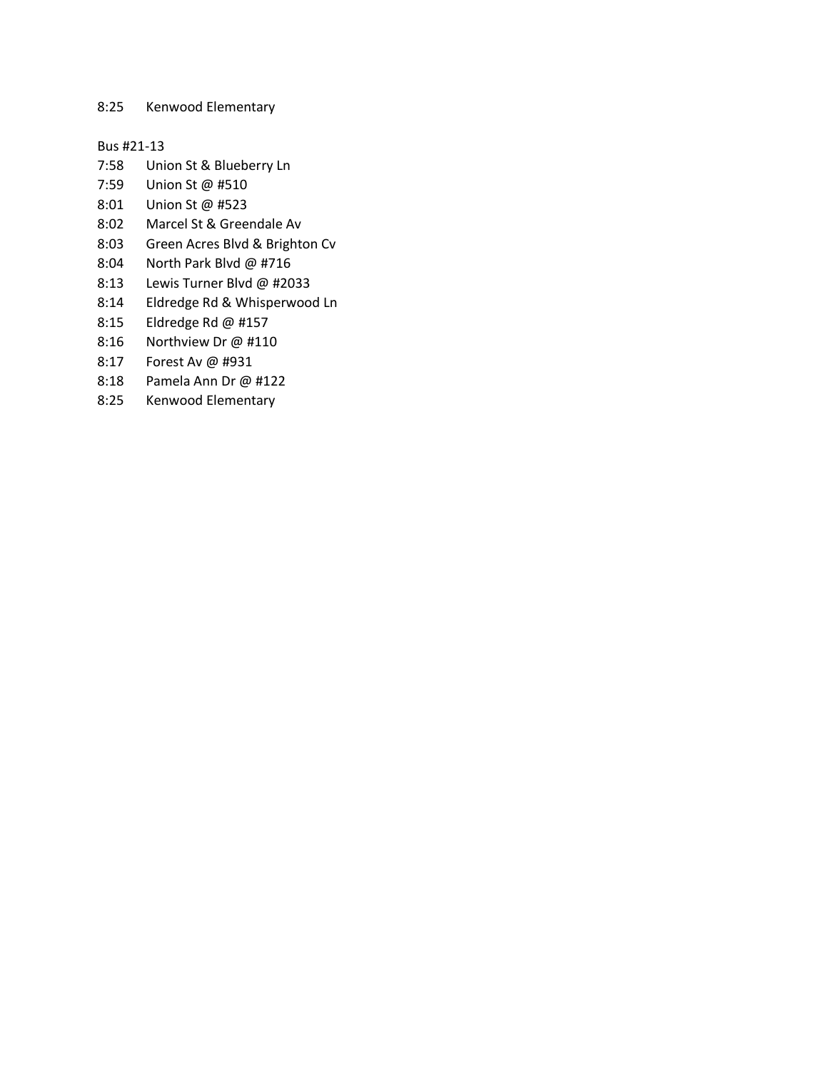8:25 Kenwood Elementary

Bus #21-13

7:58 Union St & Blueberry Ln
7:59 Union St @ #510
8:01 Union St @ #523
8:02 Marcel St & Greendale Av
8:03 Green Acres Blvd & Brighton Cv
8:04 North Park Blvd @ #716
8:13 Lewis Turner Blvd @ #2033
8:14 Eldredge Rd & Whisperwood Ln
8:15 Eldredge Rd @ #157
8:16 Northview Dr @ #110
8:17 Forest Av @ #931
8:18 Pamela Ann Dr @ #122
8:25 Kenwood Elementary